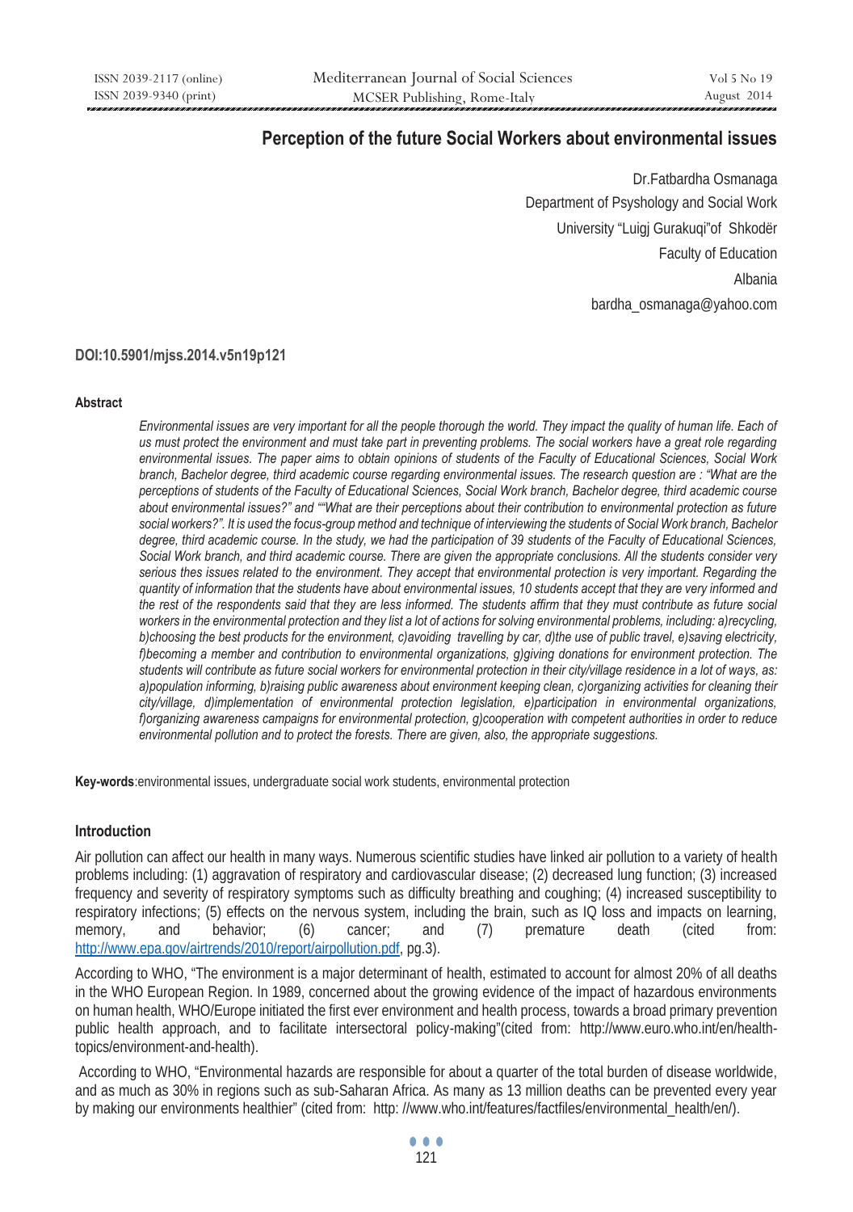# Perception of the future Social Workers about environmental issues

Dr.Fatbardha Osmanaga
Department of Psyshology and Social Work
University "Luigj Gurakuqi"of Shkodër
Faculty of Education
Albania
bardha_osmanaga@yahoo.com

**DOI:10.5901/mjss.2014.v5n19p121**

### Abstract

*Environmental issues are very important for all the people thorough the world. They impact the quality of human life. Each of us must protect the environment and must take part in preventing problems. The social workers have a great role regarding environmental issues. The paper aims to obtain opinions of students of the Faculty of Educational Sciences, Social Work branch, Bachelor degree, third academic course regarding environmental issues. The research question are : "What are the perceptions of students of the Faculty of Educational Sciences, Social Work branch, Bachelor degree, third academic course about environmental issues?" and ""What are their perceptions about their contribution to environmental protection as future social workers?". It is used the focus-group method and technique of interviewing the students of Social Work branch, Bachelor degree, third academic course. In the study, we had the participation of 39 students of the Faculty of Educational Sciences, Social Work branch, and third academic course. There are given the appropriate conclusions. All the students consider very serious thes issues related to the environment. They accept that environmental protection is very important. Regarding the quantity of information that the students have about environmental issues, 10 students accept that they are very informed and the rest of the respondents said that they are less informed. The students affirm that they must contribute as future social workers in the environmental protection and they list a lot of actions for solving environmental problems, including: a)recycling, b)choosing the best products for the environment, c)avoiding travelling by car, d)the use of public travel, e)saving electricity, f)becoming a member and contribution to environmental organizations, g)giving donations for environment protection. The students will contribute as future social workers for environmental protection in their city/village residence in a lot of ways, as: a)population informing, b)raising public awareness about environment keeping clean, c)organizing activities for cleaning their city/village, d)implementation of environmental protection legislation, e)participation in environmental organizations, f)organizing awareness campaigns for environmental protection, g)cooperation with competent authorities in order to reduce environmental pollution and to protect the forests. There are given, also, the appropriate suggestions.*

**Key-words**:environmental issues, undergraduate social work students, environmental protection

### Introduction

Air pollution can affect our health in many ways. Numerous scientific studies have linked air pollution to a variety of health problems including: (1) aggravation of respiratory and cardiovascular disease; (2) decreased lung function; (3) increased frequency and severity of respiratory symptoms such as difficulty breathing and coughing; (4) increased susceptibility to respiratory infections; (5) effects on the nervous system, including the brain, such as IQ loss and impacts on learning, memory, and behavior; (6) cancer; and (7) premature death (cited from: http://www.epa.gov/airtrends/2010/report/airpollution.pdf, pg.3).

According to WHO, "The environment is a major determinant of health, estimated to account for almost 20% of all deaths in the WHO European Region. In 1989, concerned about the growing evidence of the impact of hazardous environments on human health, WHO/Europe initiated the first ever environment and health process, towards a broad primary prevention public health approach, and to facilitate intersectoral policy-making"(cited from: http://www.euro.who.int/en/health-topics/environment-and-health).

According to WHO, "Environmental hazards are responsible for about a quarter of the total burden of disease worldwide, and as much as 30% in regions such as sub-Saharan Africa. As many as 13 million deaths can be prevented every year by making our environments healthier" (cited from: http: //www.who.int/features/factfiles/environmental_health/en/).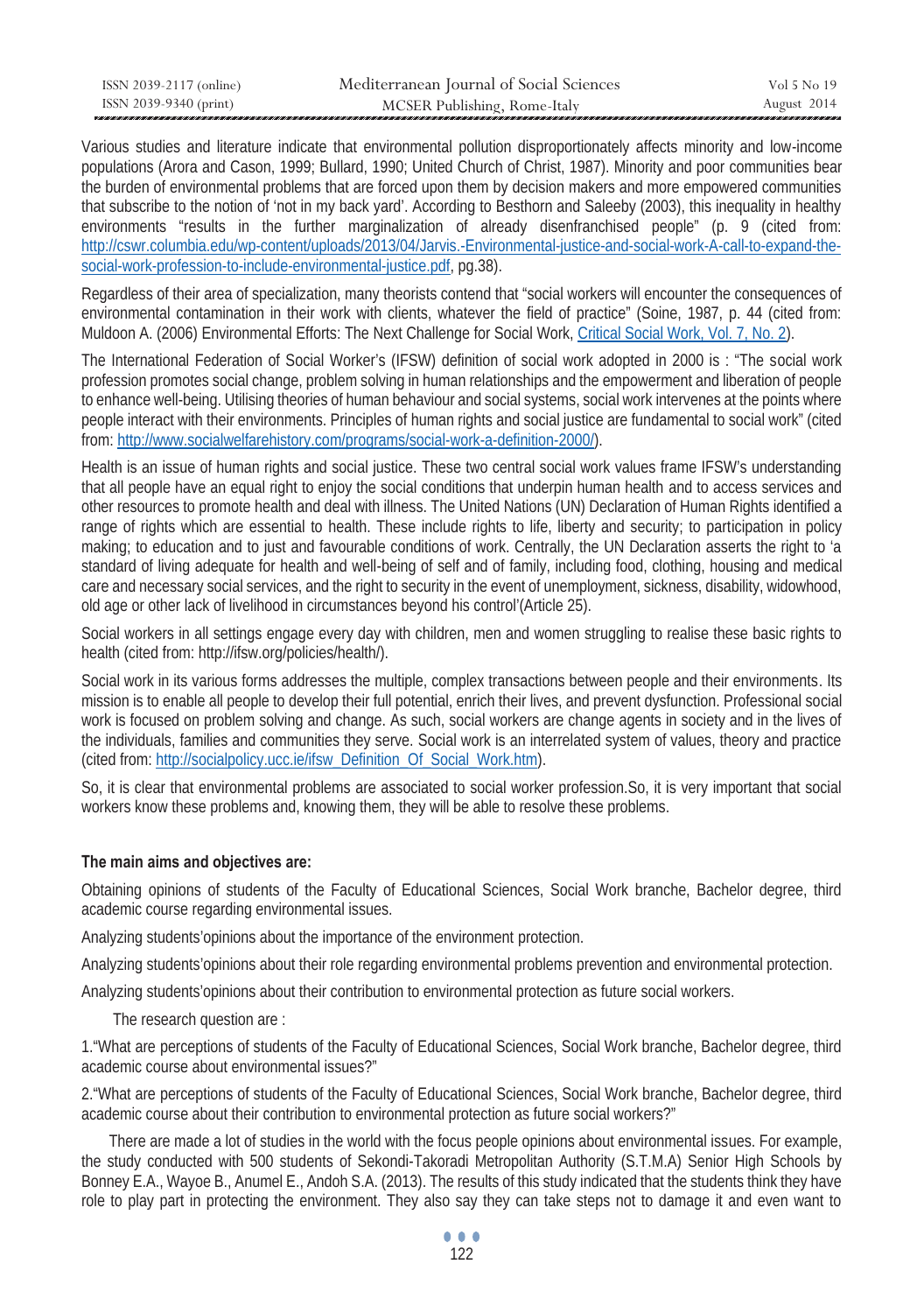Various studies and literature indicate that environmental pollution disproportionately affects minority and low-income populations (Arora and Cason, 1999; Bullard, 1990; United Church of Christ, 1987). Minority and poor communities bear the burden of environmental problems that are forced upon them by decision makers and more empowered communities that subscribe to the notion of 'not in my back yard'. According to Besthorn and Saleeby (2003), this inequality in healthy environments "results in the further marginalization of already disenfranchised people" (p. 9 (cited from: http://cswr.columbia.edu/wp-content/uploads/2013/04/Jarvis.-Environmental-justice-and-social-work-A-call-to-expand-the-social-work-profession-to-include-environmental-justice.pdf, pg.38).

Regardless of their area of specialization, many theorists contend that "social workers will encounter the consequences of environmental contamination in their work with clients, whatever the field of practice" (Soine, 1987, p. 44 (cited from: Muldoon A. (2006) Environmental Efforts: The Next Challenge for Social Work, Critical Social Work, Vol. 7, No. 2).

The International Federation of Social Worker's (IFSW) definition of social work adopted in 2000 is : "The social work profession promotes social change, problem solving in human relationships and the empowerment and liberation of people to enhance well-being. Utilising theories of human behaviour and social systems, social work intervenes at the points where people interact with their environments. Principles of human rights and social justice are fundamental to social work" (cited from: http://www.socialwelfarehistory.com/programs/social-work-a-definition-2000/).

Health is an issue of human rights and social justice. These two central social work values frame IFSW's understanding that all people have an equal right to enjoy the social conditions that underpin human health and to access services and other resources to promote health and deal with illness. The United Nations (UN) Declaration of Human Rights identified a range of rights which are essential to health. These include rights to life, liberty and security; to participation in policy making; to education and to just and favourable conditions of work. Centrally, the UN Declaration asserts the right to 'a standard of living adequate for health and well-being of self and of family, including food, clothing, housing and medical care and necessary social services, and the right to security in the event of unemployment, sickness, disability, widowhood, old age or other lack of livelihood in circumstances beyond his control'(Article 25).

Social workers in all settings engage every day with children, men and women struggling to realise these basic rights to health (cited from: http://ifsw.org/policies/health/).

Social work in its various forms addresses the multiple, complex transactions between people and their environments. Its mission is to enable all people to develop their full potential, enrich their lives, and prevent dysfunction. Professional social work is focused on problem solving and change. As such, social workers are change agents in society and in the lives of the individuals, families and communities they serve. Social work is an interrelated system of values, theory and practice (cited from: http://socialpolicy.ucc.ie/ifsw_Definition_Of_Social_Work.htm).

So, it is clear that environmental problems are associated to social worker profession.So, it is very important that social workers know these problems and, knowing them, they will be able to resolve these problems.

**The main aims and objectives are:**

Obtaining opinions of students of the Faculty of Educational Sciences, Social Work branche, Bachelor degree, third academic course regarding environmental issues.

Analyzing students'opinions about the importance of the environment protection.

Analyzing students'opinions about their role regarding environmental problems prevention and environmental protection.

Analyzing students'opinions about their contribution to environmental protection as future social workers.

The research question are :

1."What are perceptions of students of the Faculty of Educational Sciences, Social Work branche, Bachelor degree, third academic course about environmental issues?"

2."What are perceptions of students of the Faculty of Educational Sciences, Social Work branche, Bachelor degree, third academic course about their contribution to environmental protection as future social workers?"

There are made a lot of studies in the world with the focus people opinions about environmental issues. For example, the study conducted with 500 students of Sekondi-Takoradi Metropolitan Authority (S.T.M.A) Senior High Schools by Bonney E.A., Wayoe B., Anumel E., Andoh S.A. (2013). The results of this study indicated that the students think they have role to play part in protecting the environment. They also say they can take steps not to damage it and even want to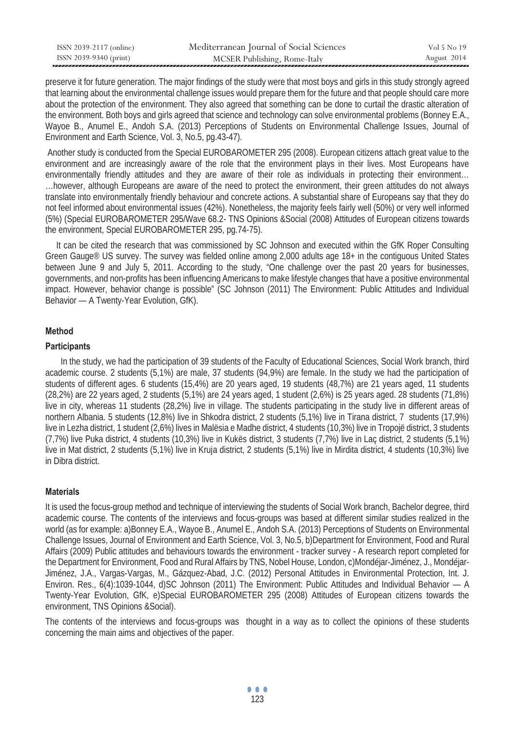preserve it for future generation. The major findings of the study were that most boys and girls in this study strongly agreed that learning about the environmental challenge issues would prepare them for the future and that people should care more about the protection of the environment. They also agreed that something can be done to curtail the drastic alteration of the environment. Both boys and girls agreed that science and technology can solve environmental problems (Bonney E.A., Wayoe B., Anumel E., Andoh S.A. (2013) Perceptions of Students on Environmental Challenge Issues, Journal of Environment and Earth Science, Vol. 3, No.5, pg.43-47).

Another study is conducted from the Special EUROBAROMETER 295 (2008). European citizens attach great value to the environment and are increasingly aware of the role that the environment plays in their lives. Most Europeans have environmentally friendly attitudes and they are aware of their role as individuals in protecting their environment… …however, although Europeans are aware of the need to protect the environment, their green attitudes do not always translate into environmentally friendly behaviour and concrete actions. A substantial share of Europeans say that they do not feel informed about environmental issues (42%). Nonetheless, the majority feels fairly well (50%) or very well informed (5%) (Special EUROBAROMETER 295/Wave 68.2- TNS Opinions &Social (2008) Attitudes of European citizens towards the environment, Special EUROBAROMETER 295, pg.74-75).

It can be cited the research that was commissioned by SC Johnson and executed within the GfK Roper Consulting Green Gauge® US survey. The survey was fielded online among 2,000 adults age 18+ in the contiguous United States between June 9 and July 5, 2011. According to the study, "One challenge over the past 20 years for businesses, governments, and non-profits has been influencing Americans to make lifestyle changes that have a positive environmental impact. However, behavior change is possible" (SC Johnson (2011) The Environment: Public Attitudes and Individual Behavior — A Twenty-Year Evolution, GfK).

## Method

### Participants

In the study, we had the participation of 39 students of the Faculty of Educational Sciences, Social Work branch, third academic course. 2 students (5,1%) are male, 37 students (94,9%) are female. In the study we had the participation of students of different ages. 6 students (15,4%) are 20 years aged, 19 students (48,7%) are 21 years aged, 11 students (28,2%) are 22 years aged, 2 students (5,1%) are 24 years aged, 1 student (2,6%) is 25 years aged. 28 students (71,8%) live in city, whereas 11 students (28,2%) live in village. The students participating in the study live in different areas of northern Albania. 5 students (12,8%) live in Shkodra district, 2 students (5,1%) live in Tirana district, 7 students (17,9%) live in Lezha district, 1 student (2,6%) lives in Malësia e Madhe district, 4 students (10,3%) live in Tropojë district, 3 students (7,7%) live Puka district, 4 students (10,3%) live in Kukës district, 3 students (7,7%) live in Laç district, 2 students (5,1%) live in Mat district, 2 students (5,1%) live in Kruja district, 2 students (5,1%) live in Mirdita district, 4 students (10,3%) live in Dibra district.

### Materials

It is used the focus-group method and technique of interviewing the students of Social Work branch, Bachelor degree, third academic course. The contents of the interviews and focus-groups was based at different similar studies realized in the world (as for example: a)Bonney E.A., Wayoe B., Anumel E., Andoh S.A. (2013) Perceptions of Students on Environmental Challenge Issues, Journal of Environment and Earth Science, Vol. 3, No.5, b)Department for Environment, Food and Rural Affairs (2009) Public attitudes and behaviours towards the environment - tracker survey - A research report completed for the Department for Environment, Food and Rural Affairs by TNS, Nobel House, London, c)Mondéjar-Jiménez, J., Mondéjar-Jiménez, J.A., Vargas-Vargas, M., Gázquez-Abad, J.C. (2012) Personal Attitudes in Environmental Protection, Int. J. Environ. Res., 6(4):1039-1044, d)SC Johnson (2011) The Environment: Public Attitudes and Individual Behavior — A Twenty-Year Evolution, GfK, e)Special EUROBAROMETER 295 (2008) Attitudes of European citizens towards the environment, TNS Opinions &Social).

The contents of the interviews and focus-groups was thought in a way as to collect the opinions of these students concerning the main aims and objectives of the paper.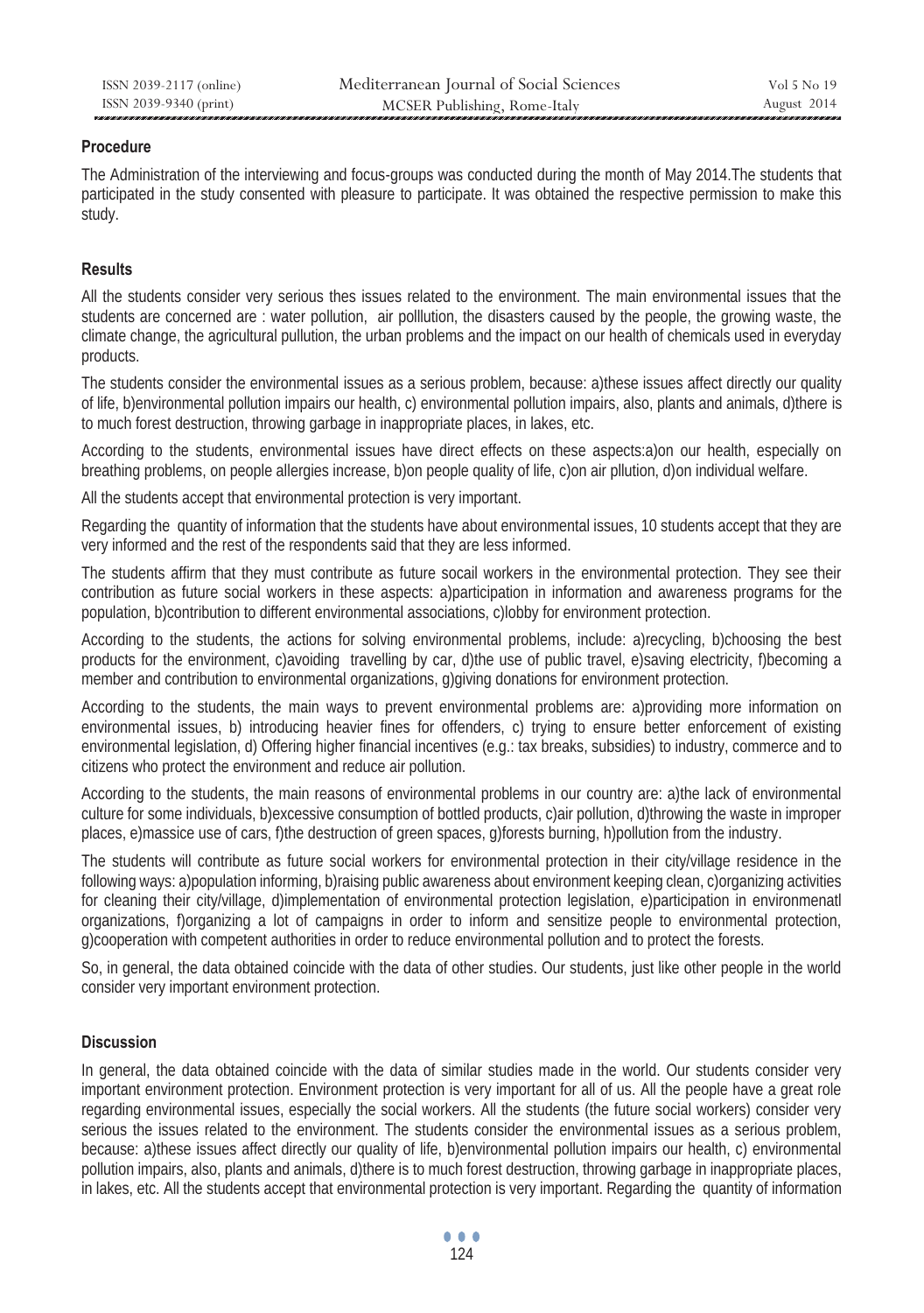### Procedure

The Administration of the interviewing and focus-groups was conducted during the month of May 2014.The students that participated in the study consented with pleasure to participate. It was obtained the respective permission to make this study.

### Results

All the students consider very serious thes issues related to the environment. The main environmental issues that the students are concerned are : water pollution, air polllution, the disasters caused by the people, the growing waste, the climate change, the agricultural pullution, the urban problems and the impact on our health of chemicals used in everyday products.

The students consider the environmental issues as a serious problem, because: a)these issues affect directly our quality of life, b)environmental pollution impairs our health, c) environmental pollution impairs, also, plants and animals, d)there is to much forest destruction, throwing garbage in inappropriate places, in lakes, etc.

According to the students, environmental issues have direct effects on these aspects:a)on our health, especially on breathing problems, on people allergies increase, b)on people quality of life, c)on air pllution, d)on individual welfare.

All the students accept that environmental protection is very important.

Regarding the quantity of information that the students have about environmental issues, 10 students accept that they are very informed and the rest of the respondents said that they are less informed.

The students affirm that they must contribute as future socail workers in the environmental protection. They see their contribution as future social workers in these aspects: a)participation in information and awareness programs for the population, b)contribution to different environmental associations, c)lobby for environment protection.

According to the students, the actions for solving environmental problems, include: a)recycling, b)choosing the best products for the environment, c)avoiding travelling by car, d)the use of public travel, e)saving electricity, f)becoming a member and contribution to environmental organizations, g)giving donations for environment protection.

According to the students, the main ways to prevent environmental problems are: a)providing more information on environmental issues, b) introducing heavier fines for offenders, c) trying to ensure better enforcement of existing environmental legislation, d) Offering higher financial incentives (e.g.: tax breaks, subsidies) to industry, commerce and to citizens who protect the environment and reduce air pollution.

According to the students, the main reasons of environmental problems in our country are: a)the lack of environmental culture for some individuals, b)excessive consumption of bottled products, c)air pollution, d)throwing the waste in improper places, e)massice use of cars, f)the destruction of green spaces, g)forests burning, h)pollution from the industry.

The students will contribute as future social workers for environmental protection in their city/village residence in the following ways: a)population informing, b)raising public awareness about environment keeping clean, c)organizing activities for cleaning their city/village, d)implementation of environmental protection legislation, e)participation in environmenatl organizations, f)organizing a lot of campaigns in order to inform and sensitize people to environmental protection, g)cooperation with competent authorities in order to reduce environmental pollution and to protect the forests.

So, in general, the data obtained coincide with the data of other studies. Our students, just like other people in the world consider very important environment protection.

### Discussion

In general, the data obtained coincide with the data of similar studies made in the world. Our students consider very important environment protection. Environment protection is very important for all of us. All the people have a great role regarding environmental issues, especially the social workers. All the students (the future social workers) consider very serious the issues related to the environment. The students consider the environmental issues as a serious problem, because: a)these issues affect directly our quality of life, b)environmental pollution impairs our health, c) environmental pollution impairs, also, plants and animals, d)there is to much forest destruction, throwing garbage in inappropriate places, in lakes, etc. All the students accept that environmental protection is very important. Regarding the quantity of information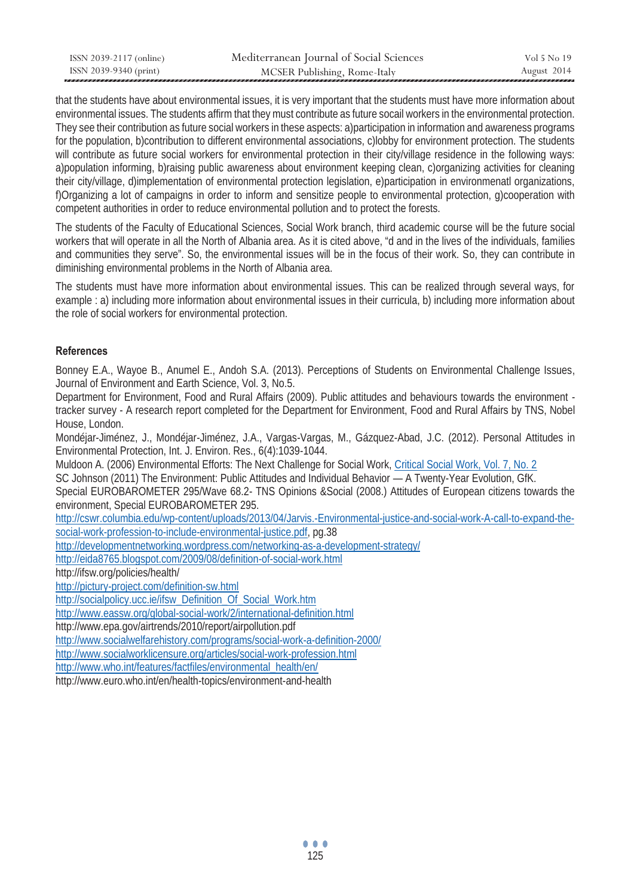that the students have about environmental issues, it is very important that the students must have more information about environmental issues. The students affirm that they must contribute as future socail workers in the environmental protection. They see their contribution as future social workers in these aspects: a)participation in information and awareness programs for the population, b)contribution to different environmental associations, c)lobby for environment protection. The students will contribute as future social workers for environmental protection in their city/village residence in the following ways: a)population informing, b)raising public awareness about environment keeping clean, c)organizing activities for cleaning their city/village, d)implementation of environmental protection legislation, e)participation in environmenatl organizations, f)Organizing a lot of campaigns in order to inform and sensitize people to environmental protection, g)cooperation with competent authorities in order to reduce environmental pollution and to protect the forests.

The students of the Faculty of Educational Sciences, Social Work branch, third academic course will be the future social workers that will operate in all the North of Albania area. As it is cited above, "d and in the lives of the individuals, families and communities they serve". So, the environmental issues will be in the focus of their work. So, they can contribute in diminishing environmental problems in the North of Albania area.

The students must have more information about environmental issues. This can be realized through several ways, for example : a) including more information about environmental issues in their curricula, b) including more information about the role of social workers for environmental protection.

## References

Bonney E.A., Wayoe B., Anumel E., Andoh S.A. (2013). Perceptions of Students on Environmental Challenge Issues, Journal of Environment and Earth Science, Vol. 3, No.5.

Department for Environment, Food and Rural Affairs (2009). Public attitudes and behaviours towards the environment - tracker survey - A research report completed for the Department for Environment, Food and Rural Affairs by TNS, Nobel House, London.

Mondéjar-Jiménez, J., Mondéjar-Jiménez, J.A., Vargas-Vargas, M., Gázquez-Abad, J.C. (2012). Personal Attitudes in Environmental Protection, Int. J. Environ. Res., 6(4):1039-1044.

Muldoon A. (2006) Environmental Efforts: The Next Challenge for Social Work, Critical Social Work, Vol. 7, No. 2

SC Johnson (2011) The Environment: Public Attitudes and Individual Behavior — A Twenty-Year Evolution, GfK.

Special EUROBAROMETER 295/Wave 68.2- TNS Opinions &Social (2008.) Attitudes of European citizens towards the environment, Special EUROBAROMETER 295.

http://cswr.columbia.edu/wp-content/uploads/2013/04/Jarvis.-Environmental-justice-and-social-work-A-call-to-expand-the-social-work-profession-to-include-environmental-justice.pdf, pg.38

http://developmentnetworking.wordpress.com/networking-as-a-development-strategy/

http://eida8765.blogspot.com/2009/08/definition-of-social-work.html

http://ifsw.org/policies/health/

http://pictury-project.com/definition-sw.html

http://socialpolicy.ucc.ie/ifsw_Definition_Of_Social_Work.htm

http://www.eassw.org/global-social-work/2/international-definition.html

http://www.epa.gov/airtrends/2010/report/airpollution.pdf

http://www.socialwelfarehistory.com/programs/social-work-a-definition-2000/

http://www.socialworklicensure.org/articles/social-work-profession.html

http://www.who.int/features/factfiles/environmental_health/en/

http://www.euro.who.int/en/health-topics/environment-and-health